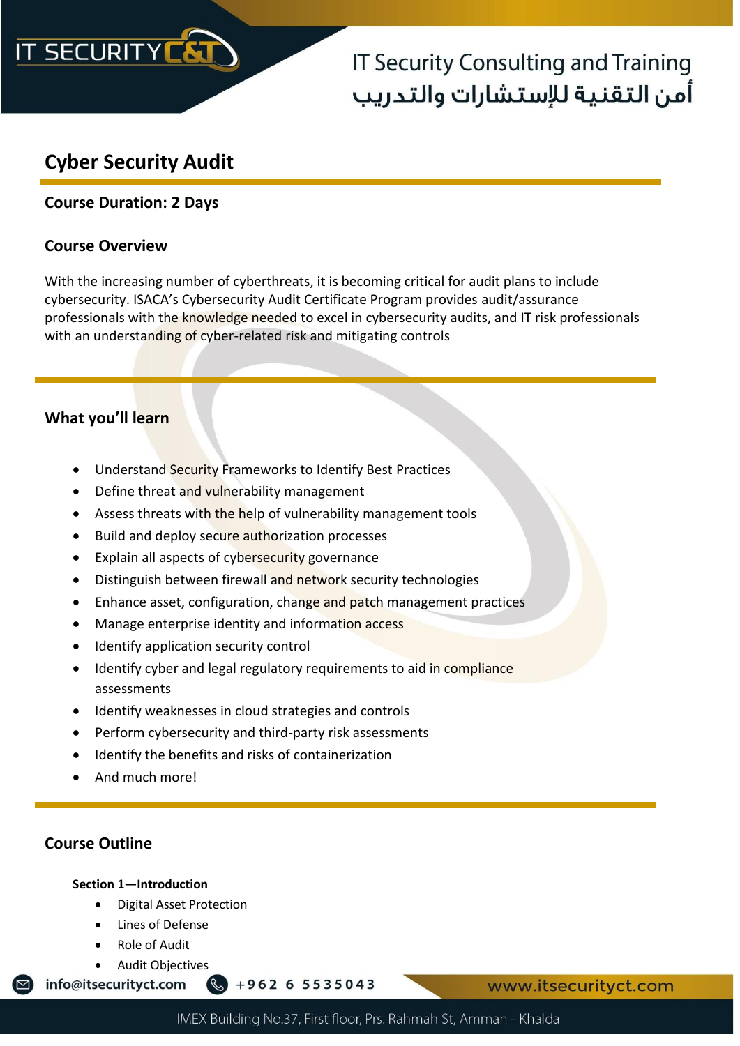# Cyber Security Audit

**Course Duration: 2 Days**

## Course Overview

With the increasing number of cyberthreats, it is becoming critical for audit plans to include cybersecurity. ISACA's Cybersecurity Audit Certificate Program provides audit/assurance professionals with the knowledge needed to excel in cybersecurity audits, and IT risk professionals with an understanding of cyber-related risk and mitigating controls

## What you'll learn

- Understand Security Frameworks to Identify Best Practices
- Define threat and vulnerability management
- Assess threats with the help of vulnerability management tools
- Build and deploy secure authorization processes
- Explain all aspects of cybersecurity governance
- Distinguish between firewall and network security technologies
- Enhance asset, configuration, change and patch management practices
- Manage enterprise identity and information access
- Identify application security control
- Identify cyber and legal regulatory requirements to aid in compliance assessments
- Identify weaknesses in cloud strategies and controls
- Perform cybersecurity and third-party risk assessments
- Identify the benefits and risks of containerization
- And much more!

## Course Outline

**Section 1—Introduction**

- Digital Asset Protection
- Lines of Defense
- Role of Audit
- Audit Objectives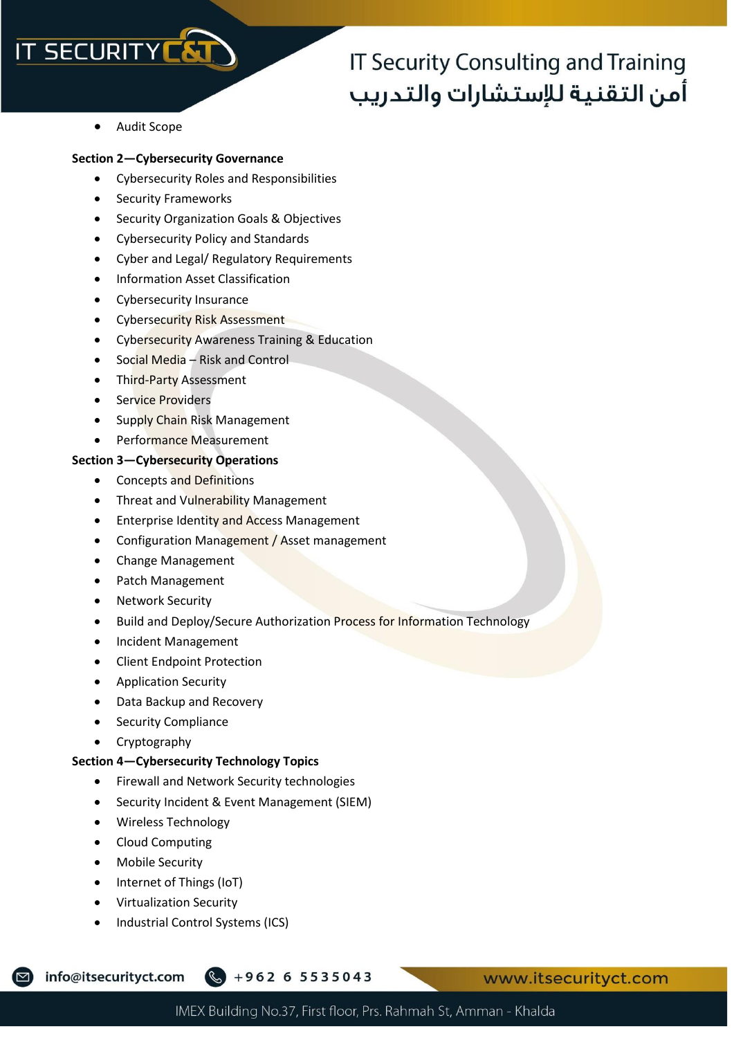- Audit Scope

**Section 2—Cybersecurity Governance**

- Cybersecurity Roles and Responsibilities
- Security Frameworks
- Security Organization Goals & Objectives
- Cybersecurity Policy and Standards
- Cyber and Legal/ Regulatory Requirements
- Information Asset Classification
- Cybersecurity Insurance
- Cybersecurity Risk Assessment
- Cybersecurity Awareness Training & Education
- Social Media – Risk and Control
- Third-Party Assessment
- Service Providers
- Supply Chain Risk Management
- Performance Measurement

**Section 3—Cybersecurity Operations**

- Concepts and Definitions
- Threat and Vulnerability Management
- Enterprise Identity and Access Management
- Configuration Management / Asset management
- Change Management
- Patch Management
- Network Security
- Build and Deploy/Secure Authorization Process for Information Technology
- Incident Management
- Client Endpoint Protection
- Application Security
- Data Backup and Recovery
- Security Compliance
- Cryptography

**Section 4—Cybersecurity Technology Topics**

- Firewall and Network Security technologies
- Security Incident & Event Management (SIEM)
- Wireless Technology
- Cloud Computing
- Mobile Security
- Internet of Things (IoT)
- Virtualization Security
- Industrial Control Systems (ICS)